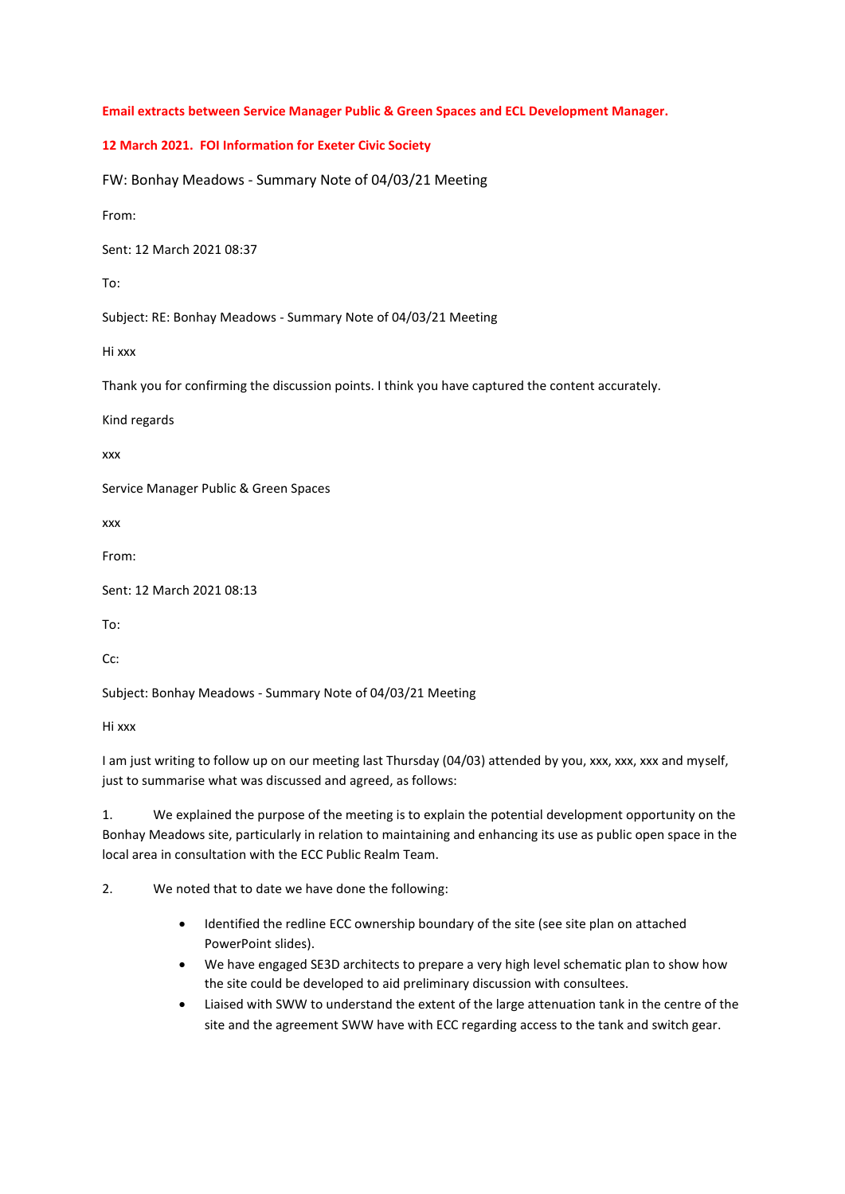**Email extracts between Service Manager Public & Green Spaces and ECL Development Manager.**

**12 March 2021. FOI Information for Exeter Civic Society**

FW: Bonhay Meadows - Summary Note of 04/03/21 Meeting

From:

Sent: 12 March 2021 08:37

To:

Subject: RE: Bonhay Meadows - Summary Note of 04/03/21 Meeting

Hi xxx

Thank you for confirming the discussion points. I think you have captured the content accurately.

Kind regards

xxx

Service Manager Public & Green Spaces

xxx

From:

Sent: 12 March 2021 08:13

To:

Cc:

Subject: Bonhay Meadows - Summary Note of 04/03/21 Meeting

Hi xxx

I am just writing to follow up on our meeting last Thursday (04/03) attended by you, xxx, xxx, xxx and myself, just to summarise what was discussed and agreed, as follows:

1. We explained the purpose of the meeting is to explain the potential development opportunity on the Bonhay Meadows site, particularly in relation to maintaining and enhancing its use as public open space in the local area in consultation with the ECC Public Realm Team.

2. We noted that to date we have done the following:

   - Identified the redline ECC ownership boundary of the site (see site plan on attached PowerPoint slides).
   - We have engaged SE3D architects to prepare a very high level schematic plan to show how the site could be developed to aid preliminary discussion with consultees.
   - Liaised with SWW to understand the extent of the large attenuation tank in the centre of the site and the agreement SWW have with ECC regarding access to the tank and switch gear.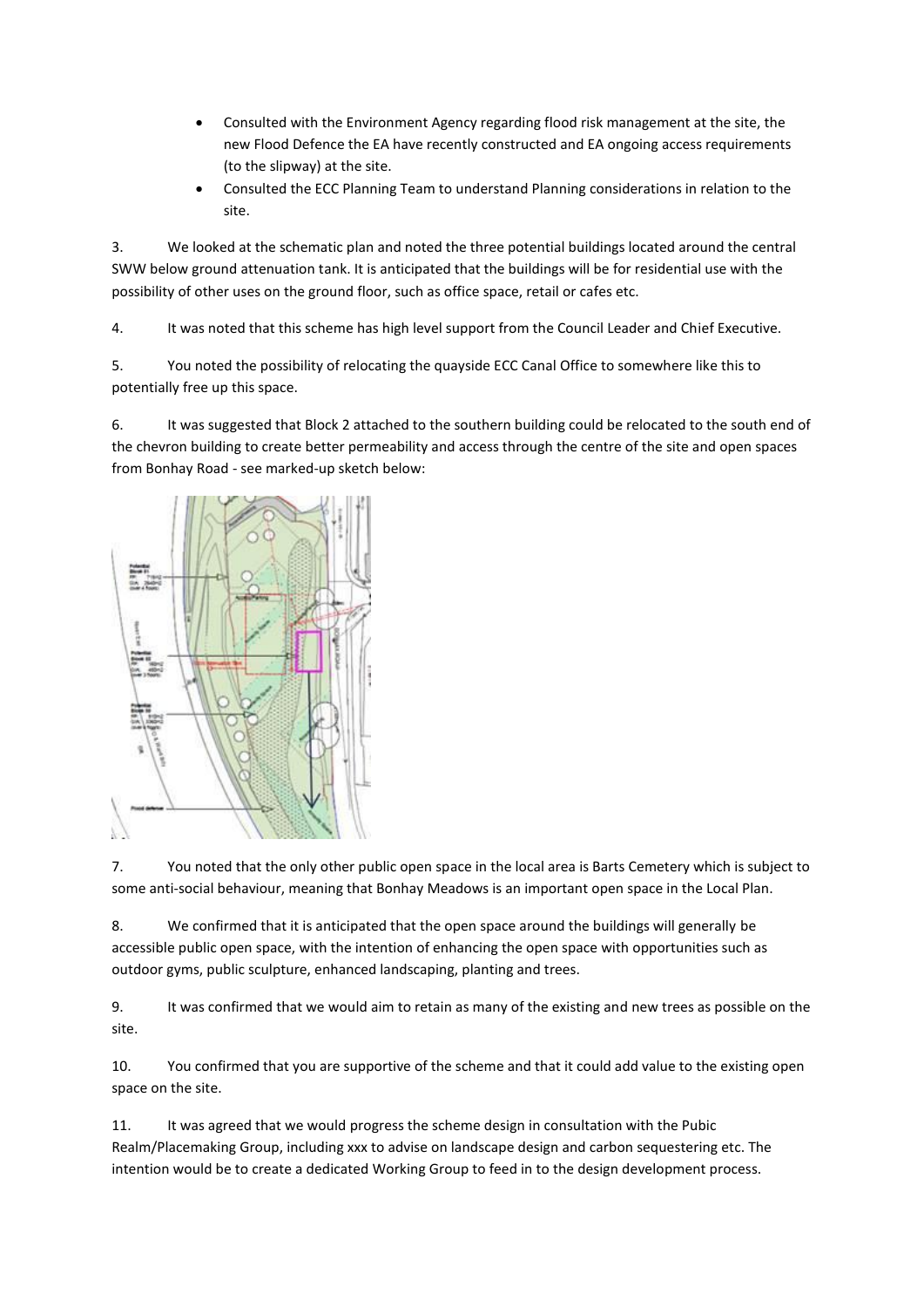- Consulted with the Environment Agency regarding flood risk management at the site, the new Flood Defence the EA have recently constructed and EA ongoing access requirements (to the slipway) at the site.
- Consulted the ECC Planning Team to understand Planning considerations in relation to the site.

3. We looked at the schematic plan and noted the three potential buildings located around the central SWW below ground attenuation tank. It is anticipated that the buildings will be for residential use with the possibility of other uses on the ground floor, such as office space, retail or cafes etc.

4. It was noted that this scheme has high level support from the Council Leader and Chief Executive.

5. You noted the possibility of relocating the quayside ECC Canal Office to somewhere like this to potentially free up this space.

6. It was suggested that Block 2 attached to the southern building could be relocated to the south end of the chevron building to create better permeability and access through the centre of the site and open spaces from Bonhay Road - see marked-up sketch below:

7. You noted that the only other public open space in the local area is Barts Cemetery which is subject to some anti-social behaviour, meaning that Bonhay Meadows is an important open space in the Local Plan.

8. We confirmed that it is anticipated that the open space around the buildings will generally be accessible public open space, with the intention of enhancing the open space with opportunities such as outdoor gyms, public sculpture, enhanced landscaping, planting and trees.

9. It was confirmed that we would aim to retain as many of the existing and new trees as possible on the site.

10. You confirmed that you are supportive of the scheme and that it could add value to the existing open space on the site.

11. It was agreed that we would progress the scheme design in consultation with the Pubic Realm/Placemaking Group, including xxx to advise on landscape design and carbon sequestering etc. The intention would be to create a dedicated Working Group to feed in to the design development process.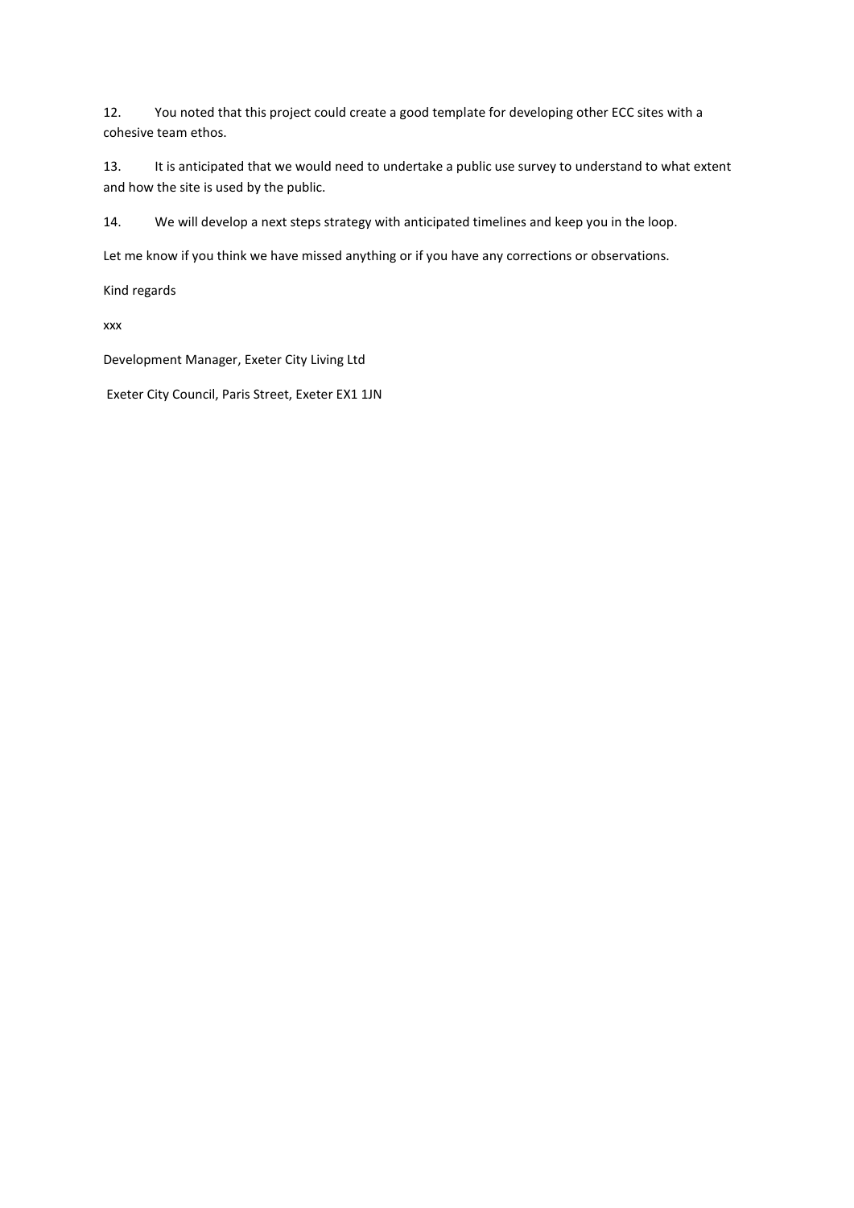12. You noted that this project could create a good template for developing other ECC sites with a cohesive team ethos.

13. It is anticipated that we would need to undertake a public use survey to understand to what extent and how the site is used by the public.

14. We will develop a next steps strategy with anticipated timelines and keep you in the loop.

Let me know if you think we have missed anything or if you have any corrections or observations.

Kind regards

xxx

Development Manager, Exeter City Living Ltd

Exeter City Council, Paris Street, Exeter EX1 1JN